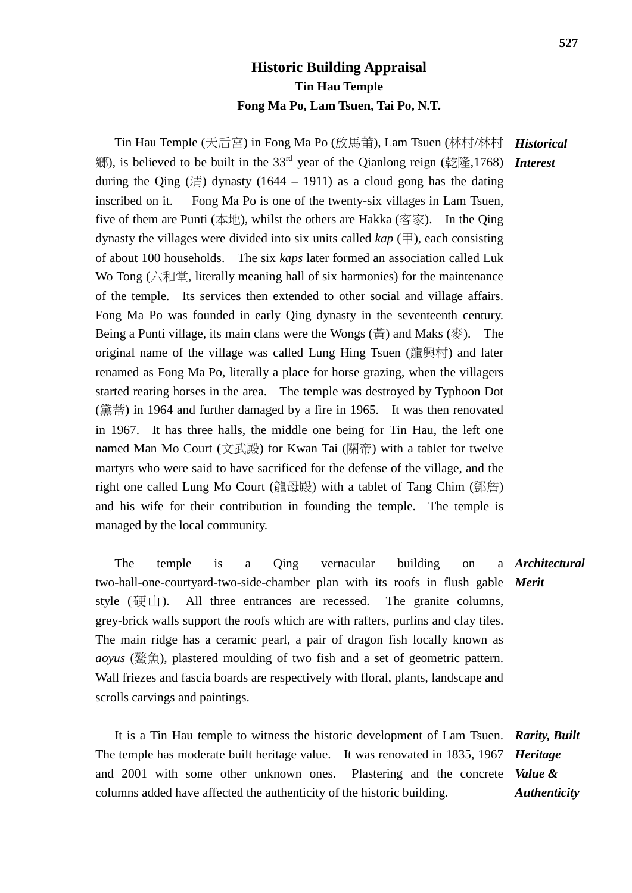# Historic Building Appraisal

## Tin Hau Temple

## Fong Ma Po, Lam Tsuen, Tai Po, N.T.

***Historical Interest***

Tin Hau Temple (天后宮) in Fong Ma Po (放馬莆), Lam Tsuen (林村/林村鄉), is believed to be built in the 33rd year of the Qianlong reign (乾隆,1768) during the Qing (清) dynasty (1644 – 1911) as a cloud gong has the dating inscribed on it. Fong Ma Po is one of the twenty-six villages in Lam Tsuen, five of them are Punti (本地), whilst the others are Hakka (客家). In the Qing dynasty the villages were divided into six units called *kap* (甲), each consisting of about 100 households. The six *kaps* later formed an association called Luk Wo Tong (六和堂, literally meaning hall of six harmonies) for the maintenance of the temple. Its services then extended to other social and village affairs. Fong Ma Po was founded in early Qing dynasty in the seventeenth century. Being a Punti village, its main clans were the Wongs (黃) and Maks (麥). The original name of the village was called Lung Hing Tsuen (龍興村) and later renamed as Fong Ma Po, literally a place for horse grazing, when the villagers started rearing horses in the area. The temple was destroyed by Typhoon Dot (黛蒂) in 1964 and further damaged by a fire in 1965. It was then renovated in 1967. It has three halls, the middle one being for Tin Hau, the left one named Man Mo Court (文武殿) for Kwan Tai (關帝) with a tablet for twelve martyrs who were said to have sacrificed for the defense of the village, and the right one called Lung Mo Court (龍母殿) with a tablet of Tang Chim (鄧詹) and his wife for their contribution in founding the temple. The temple is managed by the local community.

***Architectural Merit***

The temple is a Qing vernacular building on a two-hall-one-courtyard-two-side-chamber plan with its roofs in flush gable style (硬山). All three entrances are recessed. The granite columns, grey-brick walls support the roofs which are with rafters, purlins and clay tiles. The main ridge has a ceramic pearl, a pair of dragon fish locally known as *aoyus* (鰲魚), plastered moulding of two fish and a set of geometric pattern. Wall friezes and fascia boards are respectively with floral, plants, landscape and scrolls carvings and paintings.

***Rarity, Built Heritage Value & Authenticity***

It is a Tin Hau temple to witness the historic development of Lam Tsuen. The temple has moderate built heritage value. It was renovated in 1835, 1967 and 2001 with some other unknown ones. Plastering and the concrete columns added have affected the authenticity of the historic building.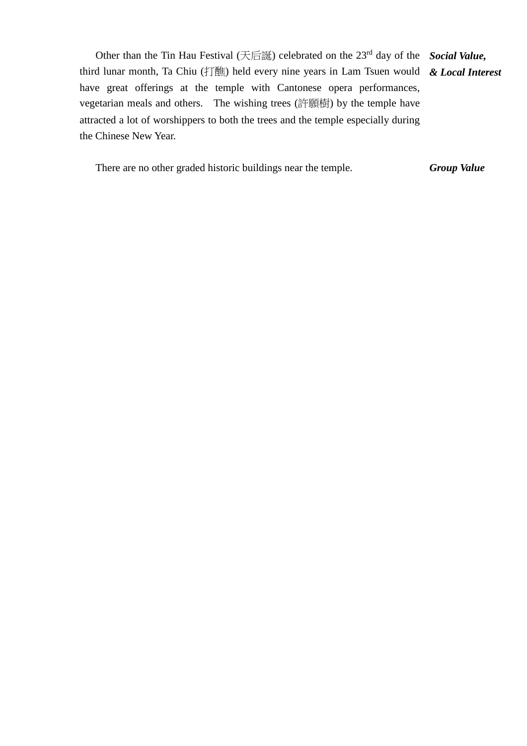Other than the Tin Hau Festival (天后誕) celebrated on the 23rd day of the third lunar month, Ta Chiu (打醮) held every nine years in Lam Tsuen would have great offerings at the temple with Cantonese opera performances, vegetarian meals and others. The wishing trees (許願樹) by the temple have attracted a lot of worshippers to both the trees and the temple especially during the Chinese New Year.

***Social Value, & Local Interest***

There are no other graded historic buildings near the temple.

***Group Value***